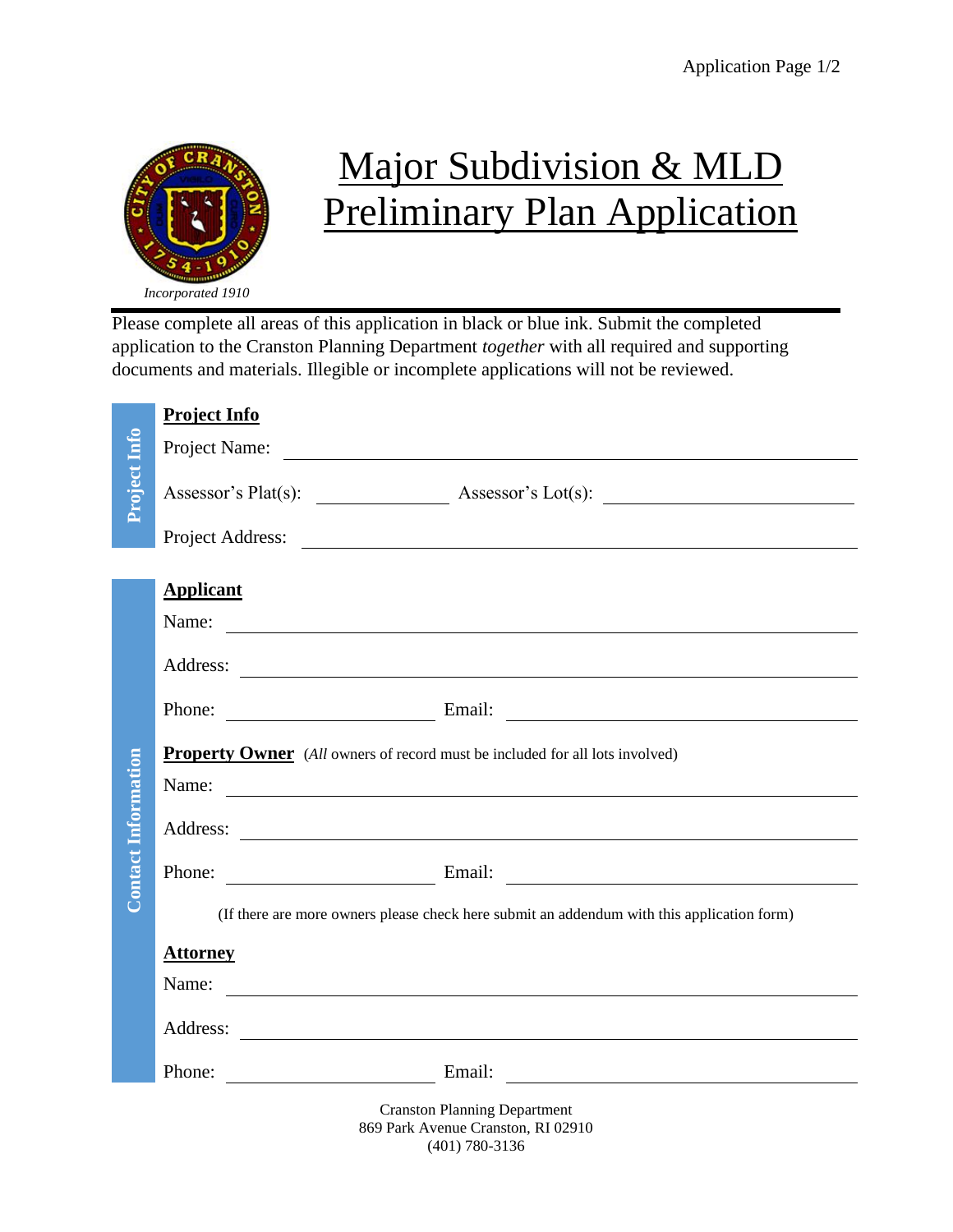Incorporated 1910

# Major Subdivision & MLD Preliminary Plan Application

Please complete all areas of this application in black or blue ink. Submit the completed application to the Cranston Planning Department *together* with all required and supporting documents and materials. Illegible or incomplete applications will not be reviewed.

## Project Info

Project Name: ______________________________

Assessor's Plat(s): ______________ Assessor's Lot(s): ______________

Project Address: ______________________________

## Contact Information

### Applicant

Name: ______________________________

Address: ______________________________

Phone: ______________ Email: ______________

### Property Owner

(*All* owners of record must be included for all lots involved)

Name: ______________________________

Address: ______________________________

Phone: ______________ Email: ______________

(If there are more owners please check here submit an addendum with this application form)

### Attorney

Name: ______________________________

Address: ______________________________

Phone: ______________ Email: ______________

Cranston Planning Department
869 Park Avenue Cranston, RI 02910
(401) 780-3136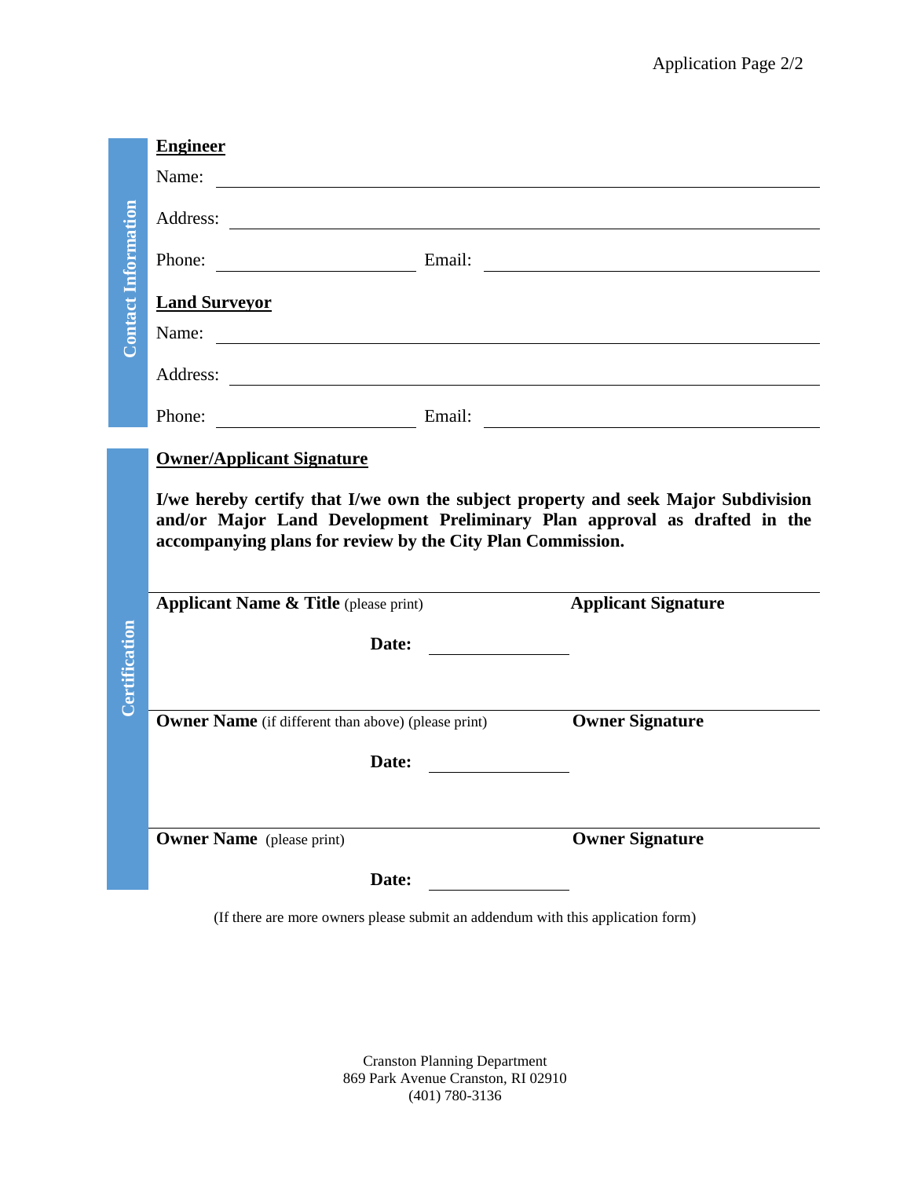## Contact Information

**Engineer**

Name: ______________________________________________

Address: ______________________________________________

Phone: ____________________ Email: ______________________________

**Land Surveyor**

Name: ______________________________________________

Address: ______________________________________________

Phone: ____________________ Email: ______________________________

## Certification

**Owner/Applicant Signature**

**I/we hereby certify that I/we own the subject property and seek Major Subdivision and/or Major Land Development Preliminary Plan approval as drafted in the accompanying plans for review by the City Plan Commission.**

______________________________________________

**Applicant Name & Title** (please print) **Applicant Signature**

**Date:** ____________

______________________________________________

**Owner Name** (if different than above) (please print) **Owner Signature**

**Date:** ____________

______________________________________________

**Owner Name** (please print) **Owner Signature**

**Date:** ____________

(If there are more owners please submit an addendum with this application form)

Cranston Planning Department
869 Park Avenue Cranston, RI 02910
(401) 780-3136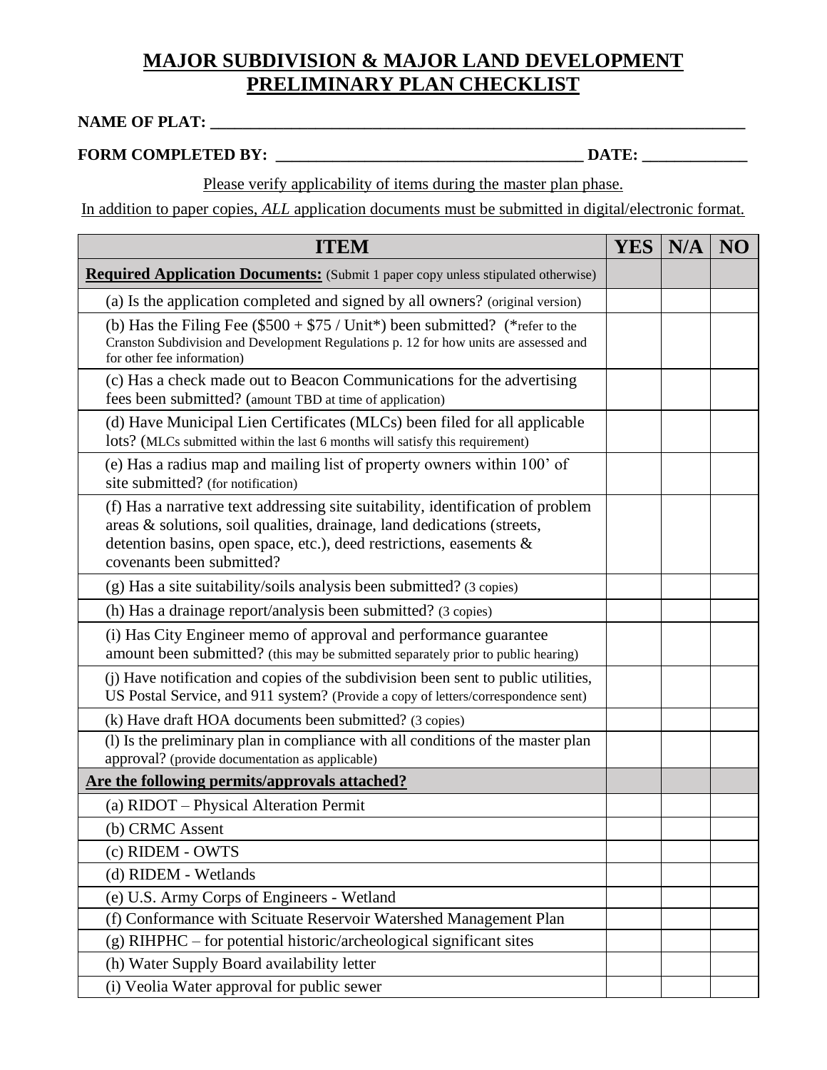# MAJOR SUBDIVISION & MAJOR LAND DEVELOPMENT PRELIMINARY PLAN CHECKLIST

**NAME OF PLAT:** ______________________________________________________________

**FORM COMPLETED BY:** ____________________________________ **DATE:** ____________

Please verify applicability of items during the master plan phase.

In addition to paper copies, *ALL* application documents must be submitted in digital/electronic format.

| ITEM | YES | N/A | NO |
|---|---|---|---|
| **Required Application Documents:** (Submit 1 paper copy unless stipulated otherwise) | | | |
| (a) Is the application completed and signed by all owners? (original version) | | | |
| (b) Has the Filing Fee ($500 + $75 / Unit*) been submitted? (*refer to the Cranston Subdivision and Development Regulations p. 12 for how units are assessed and for other fee information) | | | |
| (c) Has a check made out to Beacon Communications for the advertising fees been submitted? (amount TBD at time of application) | | | |
| (d) Have Municipal Lien Certificates (MLCs) been filed for all applicable lots? (MLCs submitted within the last 6 months will satisfy this requirement) | | | |
| (e) Has a radius map and mailing list of property owners within 100' of site submitted? (for notification) | | | |
| (f) Has a narrative text addressing site suitability, identification of problem areas & solutions, soil qualities, drainage, land dedications (streets, detention basins, open space, etc.), deed restrictions, easements & covenants been submitted? | | | |
| (g) Has a site suitability/soils analysis been submitted? (3 copies) | | | |
| (h) Has a drainage report/analysis been submitted? (3 copies) | | | |
| (i) Has City Engineer memo of approval and performance guarantee amount been submitted? (this may be submitted separately prior to public hearing) | | | |
| (j) Have notification and copies of the subdivision been sent to public utilities, US Postal Service, and 911 system? (Provide a copy of letters/correspondence sent) | | | |
| (k) Have draft HOA documents been submitted? (3 copies) | | | |
| (l) Is the preliminary plan in compliance with all conditions of the master plan approval? (provide documentation as applicable) | | | |
| **Are the following permits/approvals attached?** | | | |
| (a) RIDOT – Physical Alteration Permit | | | |
| (b) CRMC Assent | | | |
| (c) RIDEM - OWTS | | | |
| (d) RIDEM - Wetlands | | | |
| (e) U.S. Army Corps of Engineers - Wetland | | | |
| (f) Conformance with Scituate Reservoir Watershed Management Plan | | | |
| (g) RIHPHC – for potential historic/archeological significant sites | | | |
| (h) Water Supply Board availability letter | | | |
| (i) Veolia Water approval for public sewer | | | |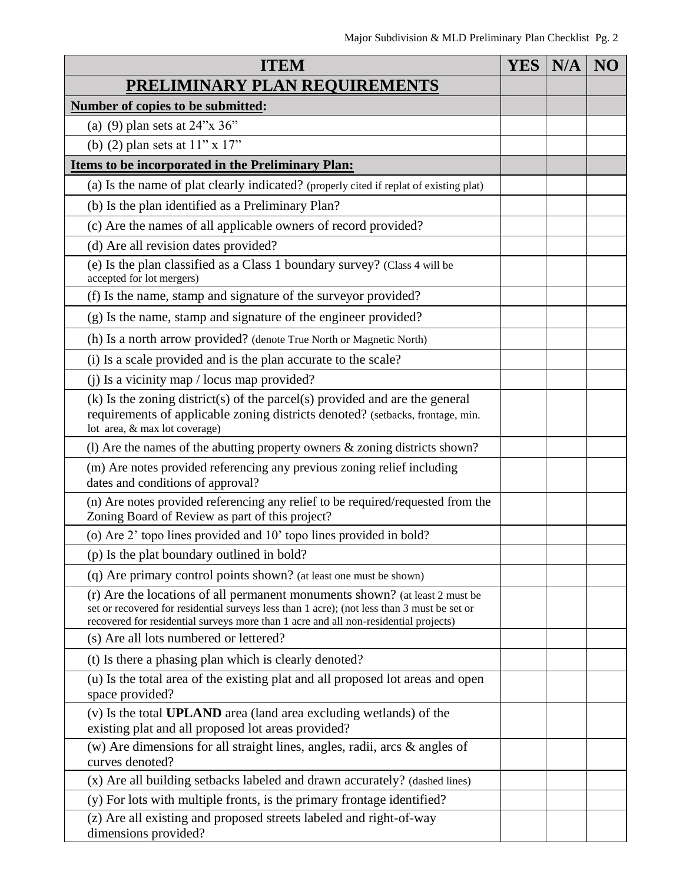| ITEM | YES | N/A | NO |
|---|---|---|---|
| **PRELIMINARY PLAN REQUIREMENTS** | | | |
| **Number of copies to be submitted:** | | | |
| (a) (9) plan sets at 24"x 36" | | | |
| (b) (2) plan sets at 11" x 17" | | | |
| **Items to be incorporated in the Preliminary Plan:** | | | |
| (a) Is the name of plat clearly indicated? (properly cited if replat of existing plat) | | | |
| (b) Is the plan identified as a Preliminary Plan? | | | |
| (c) Are the names of all applicable owners of record provided? | | | |
| (d) Are all revision dates provided? | | | |
| (e) Is the plan classified as a Class 1 boundary survey? (Class 4 will be accepted for lot mergers) | | | |
| (f) Is the name, stamp and signature of the surveyor provided? | | | |
| (g) Is the name, stamp and signature of the engineer provided? | | | |
| (h) Is a north arrow provided? (denote True North or Magnetic North) | | | |
| (i) Is a scale provided and is the plan accurate to the scale? | | | |
| (j) Is a vicinity map / locus map provided? | | | |
| (k) Is the zoning district(s) of the parcel(s) provided and are the general requirements of applicable zoning districts denoted? (setbacks, frontage, min. lot area, & max lot coverage) | | | |
| (l) Are the names of the abutting property owners & zoning districts shown? | | | |
| (m) Are notes provided referencing any previous zoning relief including dates and conditions of approval? | | | |
| (n) Are notes provided referencing any relief to be required/requested from the Zoning Board of Review as part of this project? | | | |
| (o) Are 2' topo lines provided and 10' topo lines provided in bold? | | | |
| (p) Is the plat boundary outlined in bold? | | | |
| (q) Are primary control points shown? (at least one must be shown) | | | |
| (r) Are the locations of all permanent monuments shown? (at least 2 must be set or recovered for residential surveys less than 1 acre); (not less than 3 must be set or recovered for residential surveys more than 1 acre and all non-residential projects) | | | |
| (s) Are all lots numbered or lettered? | | | |
| (t) Is there a phasing plan which is clearly denoted? | | | |
| (u) Is the total area of the existing plat and all proposed lot areas and open space provided? | | | |
| (v) Is the total **UPLAND** area (land area excluding wetlands) of the existing plat and all proposed lot areas provided? | | | |
| (w) Are dimensions for all straight lines, angles, radii, arcs & angles of curves denoted? | | | |
| (x) Are all building setbacks labeled and drawn accurately? (dashed lines) | | | |
| (y) For lots with multiple fronts, is the primary frontage identified? | | | |
| (z) Are all existing and proposed streets labeled and right-of-way dimensions provided? | | | |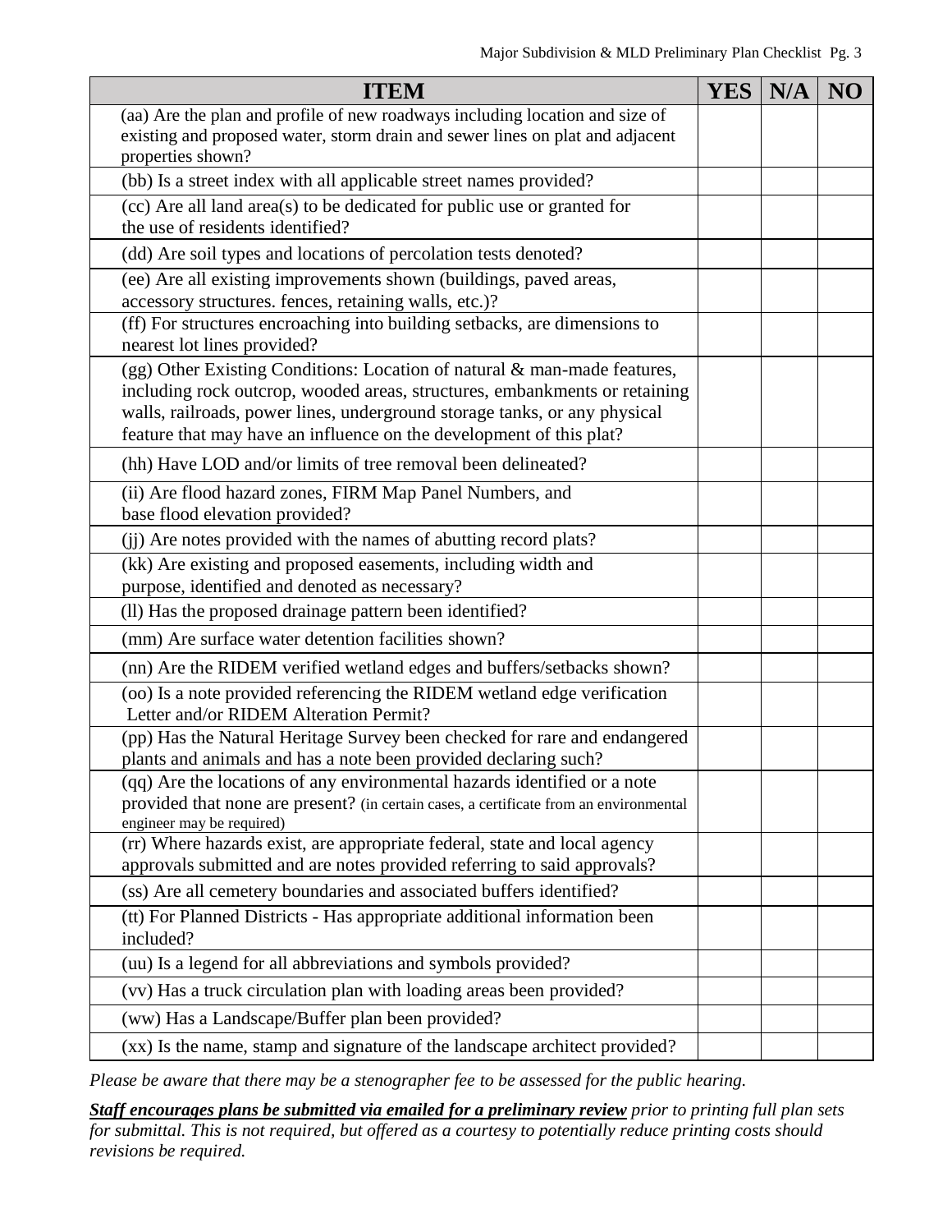| ITEM | YES | N/A | NO |
|---|---|---|---|
| (aa) Are the plan and profile of new roadways including location and size of existing and proposed water, storm drain and sewer lines on plat and adjacent properties shown? | | | |
| (bb) Is a street index with all applicable street names provided? | | | |
| (cc) Are all land area(s) to be dedicated for public use or granted for the use of residents identified? | | | |
| (dd) Are soil types and locations of percolation tests denoted? | | | |
| (ee) Are all existing improvements shown (buildings, paved areas, accessory structures. fences, retaining walls, etc.)? | | | |
| (ff) For structures encroaching into building setbacks, are dimensions to nearest lot lines provided? | | | |
| (gg) Other Existing Conditions: Location of natural & man-made features, including rock outcrop, wooded areas, structures, embankments or retaining walls, railroads, power lines, underground storage tanks, or any physical feature that may have an influence on the development of this plat? | | | |
| (hh) Have LOD and/or limits of tree removal been delineated? | | | |
| (ii) Are flood hazard zones, FIRM Map Panel Numbers, and base flood elevation provided? | | | |
| (jj) Are notes provided with the names of abutting record plats? | | | |
| (kk) Are existing and proposed easements, including width and purpose, identified and denoted as necessary? | | | |
| (ll) Has the proposed drainage pattern been identified? | | | |
| (mm) Are surface water detention facilities shown? | | | |
| (nn) Are the RIDEM verified wetland edges and buffers/setbacks shown? | | | |
| (oo) Is a note provided referencing the RIDEM wetland edge verification Letter and/or RIDEM Alteration Permit? | | | |
| (pp) Has the Natural Heritage Survey been checked for rare and endangered plants and animals and has a note been provided declaring such? | | | |
| (qq) Are the locations of any environmental hazards identified or a note provided that none are present? (in certain cases, a certificate from an environmental engineer may be required) | | | |
| (rr) Where hazards exist, are appropriate federal, state and local agency approvals submitted and are notes provided referring to said approvals? | | | |
| (ss) Are all cemetery boundaries and associated buffers identified? | | | |
| (tt) For Planned Districts - Has appropriate additional information been included? | | | |
| (uu) Is a legend for all abbreviations and symbols provided? | | | |
| (vv) Has a truck circulation plan with loading areas been provided? | | | |
| (ww) Has a Landscape/Buffer plan been provided? | | | |
| (xx) Is the name, stamp and signature of the landscape architect provided? | | | |

*Please be aware that there may be a stenographer fee to be assessed for the public hearing.*

***Staff encourages plans be submitted via emailed for a preliminary review*** *prior to printing full plan sets for submittal. This is not required, but offered as a courtesy to potentially reduce printing costs should revisions be required.*